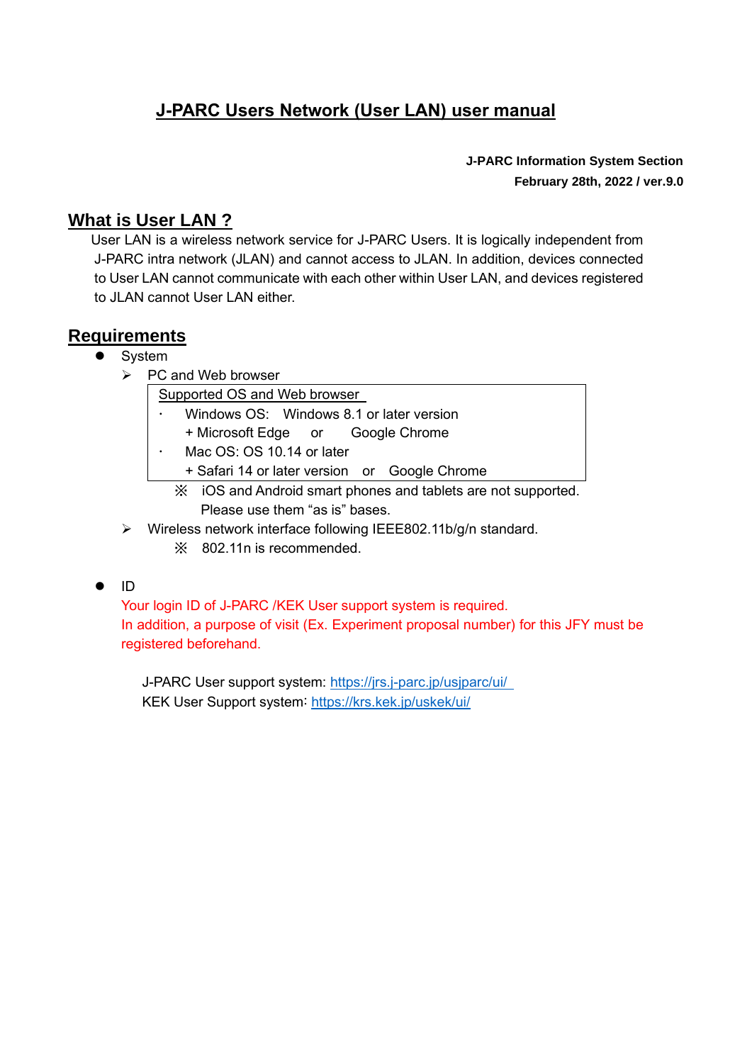# J-PARC Users Network (User LAN) user manual

**J-PARC Information System Section**
**February 28th, 2022 / ver.9.0**

## What is User LAN ?

User LAN is a wireless network service for J-PARC Users. It is logically independent from J-PARC intra network (JLAN) and cannot access to JLAN. In addition, devices connected to User LAN cannot communicate with each other within User LAN, and devices registered to JLAN cannot User LAN either.

## Requirements

- System
  - PC and Web browser

| Supported OS and Web browser |
|---|
| ・ Windows OS: Windows 8.1 or later version<br>+ Microsoft Edge or Google Chrome<br>・ Mac OS: OS 10.14 or later<br>+ Safari 14 or later version or Google Chrome |

    ※ iOS and Android smart phones and tablets are not supported. Please use them "as is" bases.

  - Wireless network interface following IEEE802.11b/g/n standard.

    ※ 802.11n is recommended.

- ID

  Your login ID of J-PARC /KEK User support system is required.
  In addition, a purpose of visit (Ex. Experiment proposal number) for this JFY must be registered beforehand.

  J-PARC User support system: https://jrs.j-parc.jp/usjparc/ui/
  KEK User Support system: https://krs.kek.jp/uskek/ui/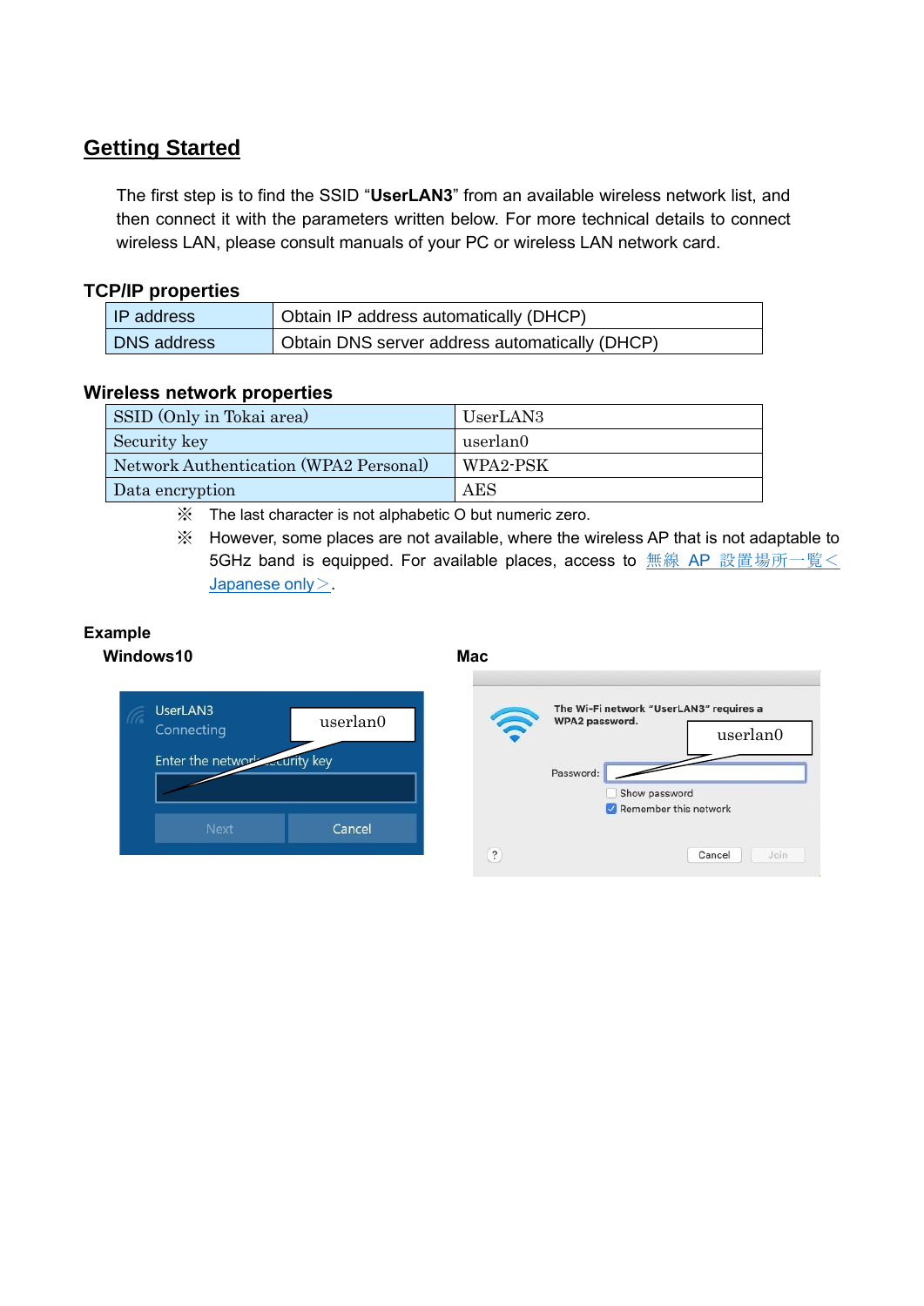## Getting Started

The first step is to find the SSID “**UserLAN3**” from an available wireless network list, and then connect it with the parameters written below. For more technical details to connect wireless LAN, please consult manuals of your PC or wireless LAN network card.

### TCP/IP properties

| IP address | Obtain IP address automatically (DHCP) |
|---|---|
| DNS address | Obtain DNS server address automatically (DHCP) |

### Wireless network properties

| SSID (Only in Tokai area) | UserLAN3 |
|---|---|
| Security key | userlan0 |
| Network Authentication (WPA2 Personal) | WPA2-PSK |
| Data encryption | AES |

※ The last character is not alphabetic O but numeric zero.

※ However, some places are not available, where the wireless AP that is not adaptable to 5GHz band is equipped. For available places, access to 無線 AP 設置場所一覧＜Japanese only＞.

### Example

**Windows10**

UserLAN3
Connecting
Enter the network security key
userlan0
Next Cancel

**Mac**

The Wi-Fi network “UserLAN3” requires a WPA2 password.
Password: userlan0
Show password
Remember this network
Cancel Join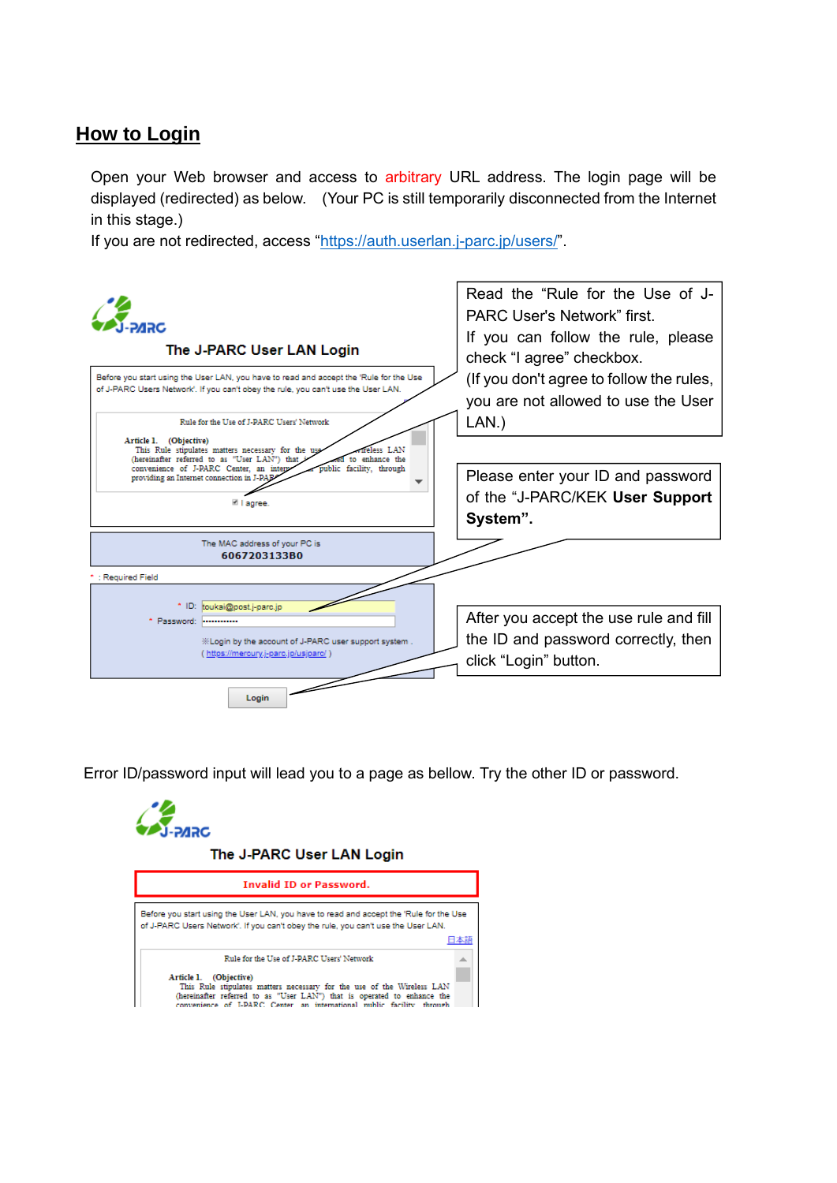## How to Login

Open your Web browser and access to arbitrary URL address. The login page will be displayed (redirected) as below. (Your PC is still temporarily disconnected from the Internet in this stage.)

If you are not redirected, access "https://auth.userlan.j-parc.jp/users/".

J-PARC

The J-PARC User LAN Login

Before you start using the User LAN, you have to read and accept the 'Rule for the Use of J-PARC Users Network'. If you can't obey the rule, you can't use the User LAN.

Rule for the Use of J-PARC Users' Network

Article 1. (Objective)
This Rule stipulates matters necessary for the use of the Wireless LAN (hereinafter referred to as "User LAN") that is operated to enhance the convenience of J-PARC Center, an international public facility, through providing an Internet connection in J-PARC

☑ I agree.

The MAC address of your PC is
6067203133B0

* : Required Field

* ID: toukai@post.j-parc.jp
* Password: ••••••••••••

※Login by the account of J-PARC user support system.
( https://mercury.j-parc.jp/usjparc/ )

Login

Read the "Rule for the Use of J-PARC User's Network" first.
If you can follow the rule, please check "I agree" checkbox.
(If you don't agree to follow the rules, you are not allowed to use the User LAN.)

Please enter your ID and password of the "J-PARC/KEK **User Support System**".

After you accept the use rule and fill the ID and password correctly, then click "Login" button.

Error ID/password input will lead you to a page as bellow. Try the other ID or password.

J-PARC

The J-PARC User LAN Login

Invalid ID or Password.

Before you start using the User LAN, you have to read and accept the 'Rule for the Use of J-PARC Users Network'. If you can't obey the rule, you can't use the User LAN.

日本語

Rule for the Use of J-PARC Users' Network

Article 1. (Objective)
This Rule stipulates matters necessary for the use of the Wireless LAN (hereinafter referred to as "User LAN") that is operated to enhance the convenience of J-PARC Center, an international public facility, through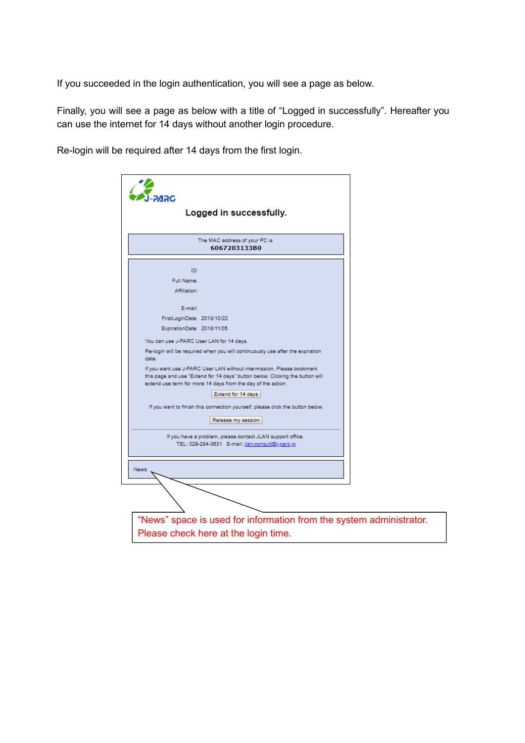If you succeeded in the login authentication, you will see a page as below.

Finally, you will see a page as below with a title of “Logged in successfully”. Hereafter you can use the internet for 14 days without another login procedure.

Re-login will be required after 14 days from the first login.

J-PARC

**Logged in successfully.**

The MAC address of your PC is
**6067203133B0**

ID:
Full Name:
Affiliation:

E-mail:
FirstLoginDate: 2018/10/22
ExpirationDate: 2018/11/05

You can use J-PARC User LAN for 14 days.

Re-login will be required when you will continuously use after the expiration date.

If you want use J-PARC User LAN without intermission, Please bookmark this page and use "Extend for 14 days" button below. Clicking the button will extend use term for more 14 days from the day of the action.

[Extend for 14 days]

If you want to finish this connection yourself, please click the button below.

[Release my session]

If you have a problem, please contact JLAN support office.
TEL: 029-284-3631 E-mail: jlan-consult@j-parc.jp

News

“News” space is used for information from the system administrator. Please check here at the login time.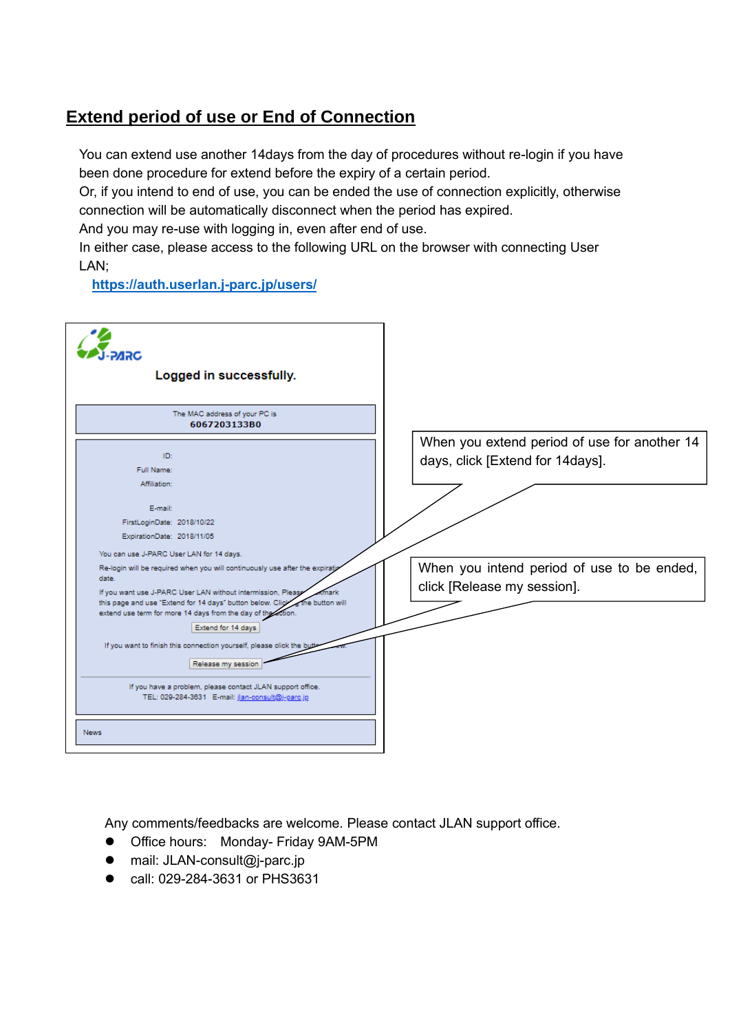## Extend period of use or End of Connection

You can extend use another 14days from the day of procedures without re-login if you have been done procedure for extend before the expiry of a certain period.
Or, if you intend to end of use, you can be ended the use of connection explicitly, otherwise connection will be automatically disconnect when the period has expired.
And you may re-use with logging in, even after end of use.
In either case, please access to the following URL on the browser with connecting User LAN;

https://auth.userlan.j-parc.jp/users/

J-PARC

**Logged in successfully.**

The MAC address of your PC is
**6067203133B0**

ID:
Full Name:
Affiliation:

E-mail:
FirstLoginDate: 2018/10/22
ExpirationDate: 2018/11/05

You can use J-PARC User LAN for 14 days.
Re-login will be required when you will continuously use after the expiration date.
If you want use J-PARC User LAN without intermission, Please bookmark this page and use "Extend for 14 days" button below. Clicking the button will extend use term for more 14 days from the day of the action.

[Extend for 14 days]

If you want to finish this connection yourself, please click the button below.

[Release my session]

If you have a problem, please contact JLAN support office.
TEL: 029-284-3631 E-mail: jlan-consult@j-parc.jp

News

When you extend period of use for another 14 days, click [Extend for 14days].

When you intend period of use to be ended, click [Release my session].

Any comments/feedbacks are welcome. Please contact JLAN support office.

- Office hours: Monday- Friday 9AM-5PM
- mail: JLAN-consult@j-parc.jp
- call: 029-284-3631 or PHS3631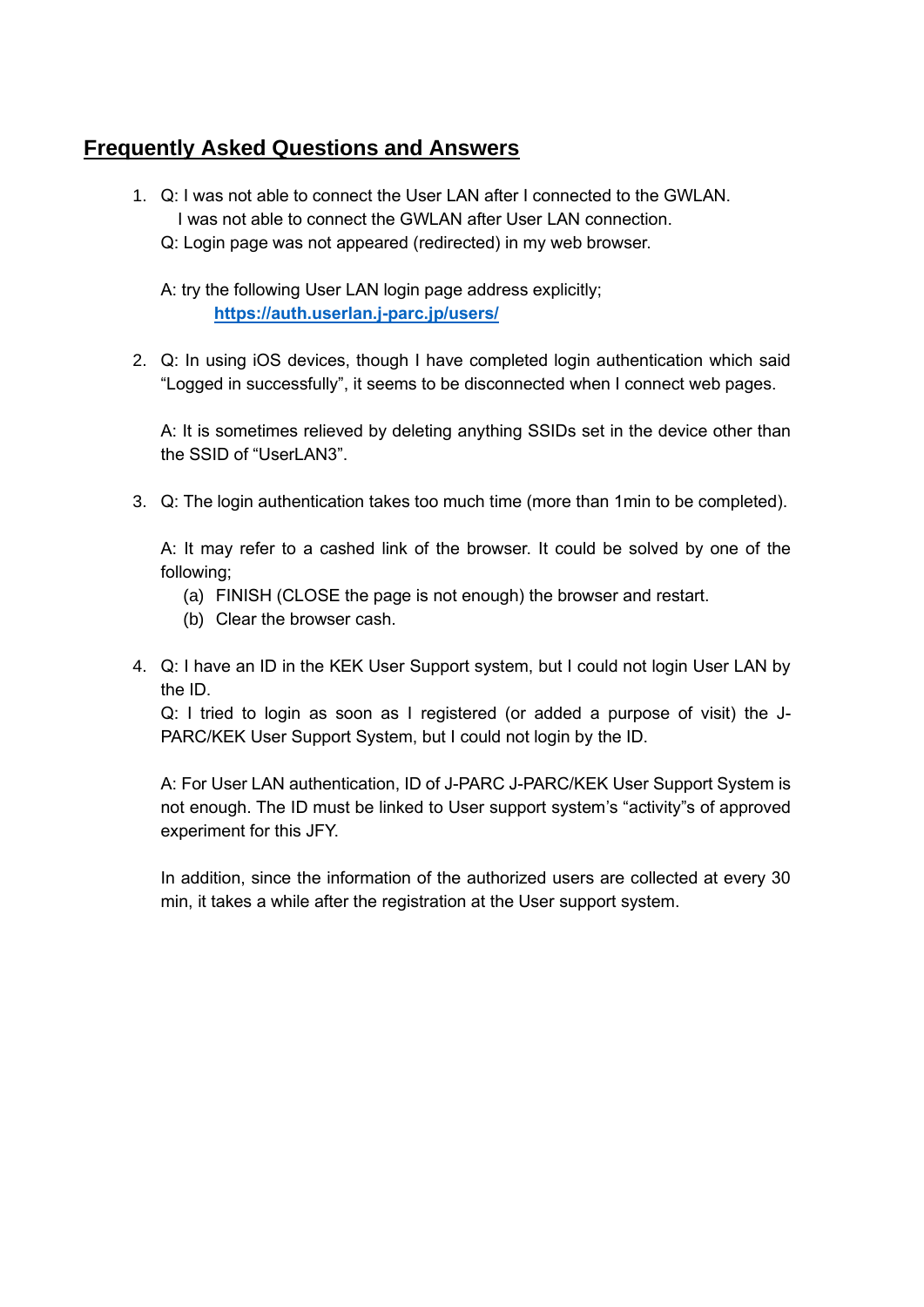## Frequently Asked Questions and Answers

1. Q: I was not able to connect the User LAN after I connected to the GWLAN.
   I was not able to connect the GWLAN after User LAN connection.
   Q: Login page was not appeared (redirected) in my web browser.

   A: try the following User LAN login page address explicitly;
   **https://auth.userlan.j-parc.jp/users/**

2. Q: In using iOS devices, though I have completed login authentication which said "Logged in successfully", it seems to be disconnected when I connect web pages.

   A: It is sometimes relieved by deleting anything SSIDs set in the device other than the SSID of "UserLAN3".

3. Q: The login authentication takes too much time (more than 1min to be completed).

   A: It may refer to a cashed link of the browser. It could be solved by one of the following;
   (a) FINISH (CLOSE the page is not enough) the browser and restart.
   (b) Clear the browser cash.

4. Q: I have an ID in the KEK User Support system, but I could not login User LAN by the ID.
   Q: I tried to login as soon as I registered (or added a purpose of visit) the J-PARC/KEK User Support System, but I could not login by the ID.

   A: For User LAN authentication, ID of J-PARC J-PARC/KEK User Support System is not enough. The ID must be linked to User support system's "activity"s of approved experiment for this JFY.

   In addition, since the information of the authorized users are collected at every 30 min, it takes a while after the registration at the User support system.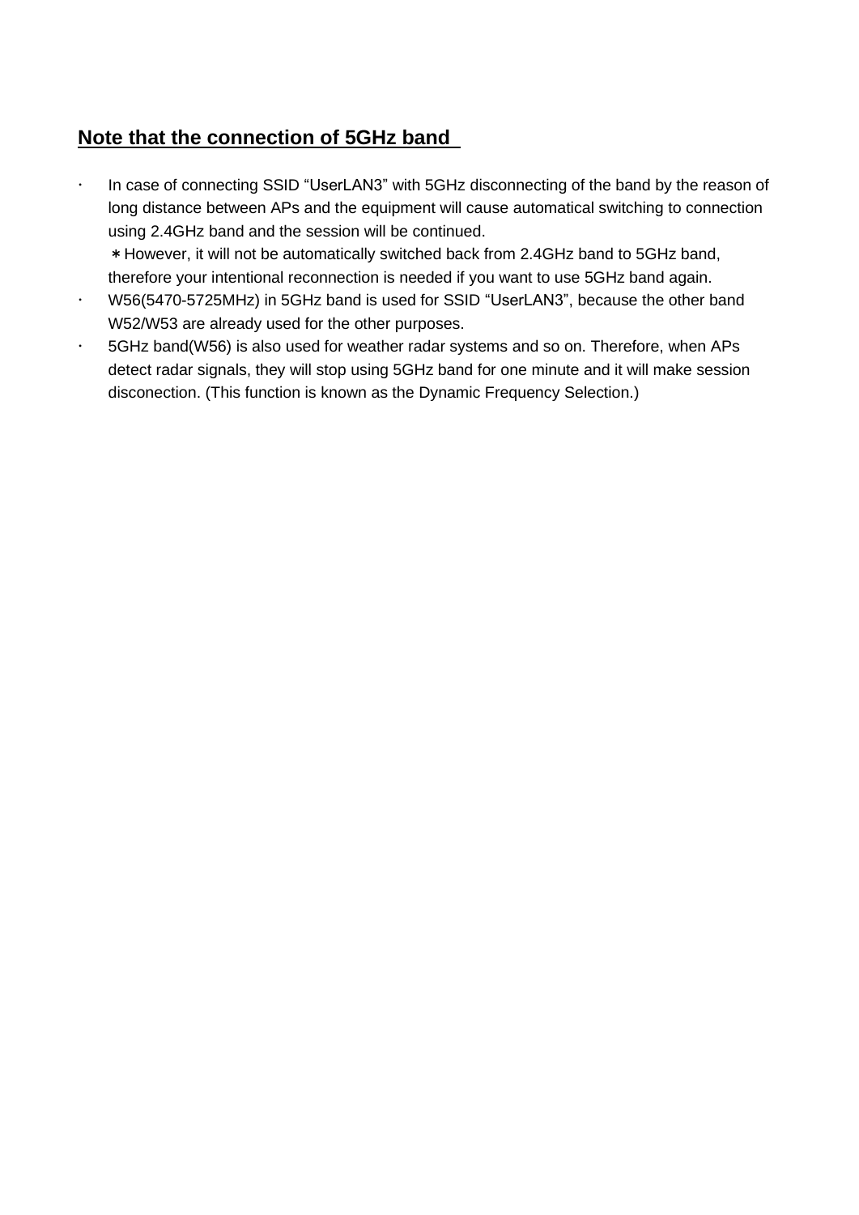## Note that the connection of 5GHz band

- In case of connecting SSID “UserLAN3” with 5GHz disconnecting of the band by the reason of long distance between APs and the equipment will cause automatical switching to connection using 2.4GHz band and the session will be continued.
  ＊However, it will not be automatically switched back from 2.4GHz band to 5GHz band, therefore your intentional reconnection is needed if you want to use 5GHz band again.
- W56(5470-5725MHz) in 5GHz band is used for SSID “UserLAN3”, because the other band W52/W53 are already used for the other purposes.
- 5GHz band(W56) is also used for weather radar systems and so on. Therefore, when APs detect radar signals, they will stop using 5GHz band for one minute and it will make session disconection. (This function is known as the Dynamic Frequency Selection.)